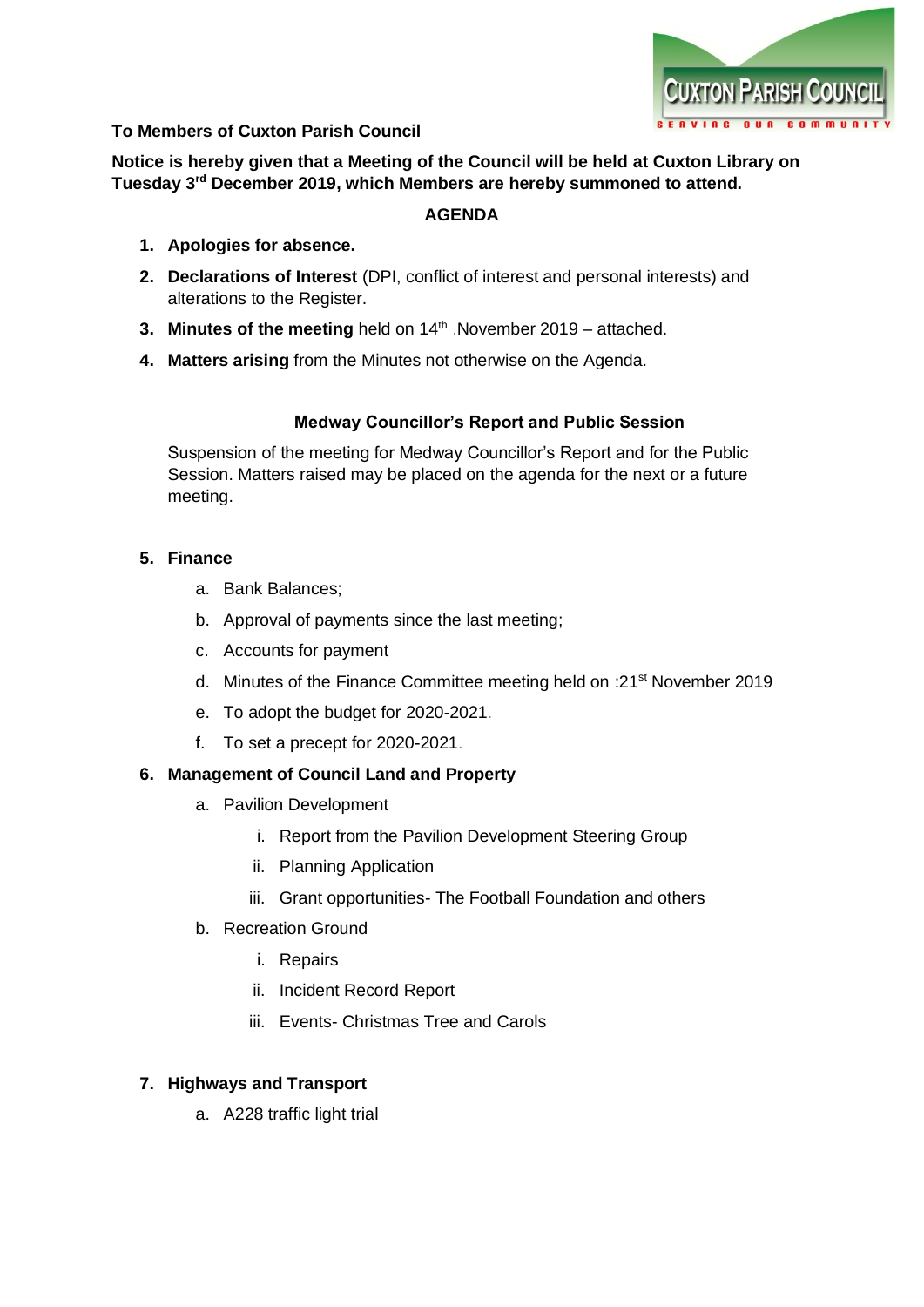**To Members of Cuxton Parish Council**

**Notice is hereby given that a Meeting of the Council will be held at Cuxton Library on Tuesday 3rd December 2019, which Members are hereby summoned to attend.**

## AGENDA

1. **Apologies for absence.**
2. **Declarations of Interest** (DPI, conflict of interest and personal interests) and alterations to the Register.
3. **Minutes of the meeting** held on 14th .November 2019 – attached.
4. **Matters arising** from the Minutes not otherwise on the Agenda.

### Medway Councillor's Report and Public Session

Suspension of the meeting for Medway Councillor's Report and for the Public Session. Matters raised may be placed on the agenda for the next or a future meeting.

5. **Finance**
   a. Bank Balances;
   b. Approval of payments since the last meeting;
   c. Accounts for payment
   d. Minutes of the Finance Committee meeting held on :21st November 2019
   e. To adopt the budget for 2020-2021.
   f. To set a precept for 2020-2021.
6. **Management of Council Land and Property**
   a. Pavilion Development
      i. Report from the Pavilion Development Steering Group
      ii. Planning Application
      iii. Grant opportunities- The Football Foundation and others
   b. Recreation Ground
      i. Repairs
      ii. Incident Record Report
      iii. Events- Christmas Tree and Carols
7. **Highways and Transport**
   a. A228 traffic light trial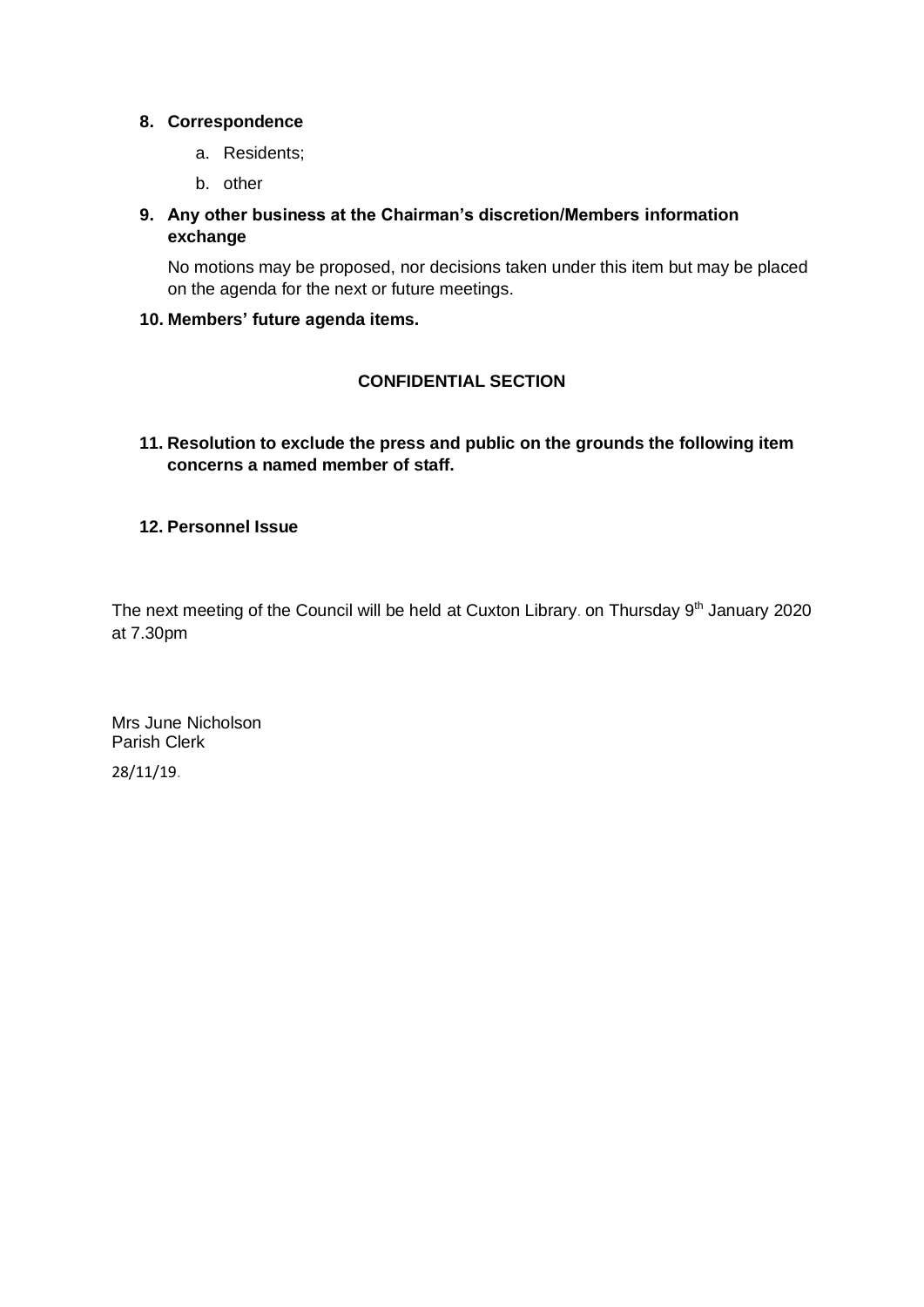**8. Correspondence**

a. Residents;

b. other

**9. Any other business at the Chairman's discretion/Members information exchange**

No motions may be proposed, nor decisions taken under this item but may be placed on the agenda for the next or future meetings.

**10. Members' future agenda items.**

**CONFIDENTIAL SECTION**

**11. Resolution to exclude the press and public on the grounds the following item concerns a named member of staff.**

**12. Personnel Issue**

The next meeting of the Council will be held at Cuxton Library. on Thursday 9th January 2020 at 7.30pm

Mrs June Nicholson
Parish Clerk
28/11/19.